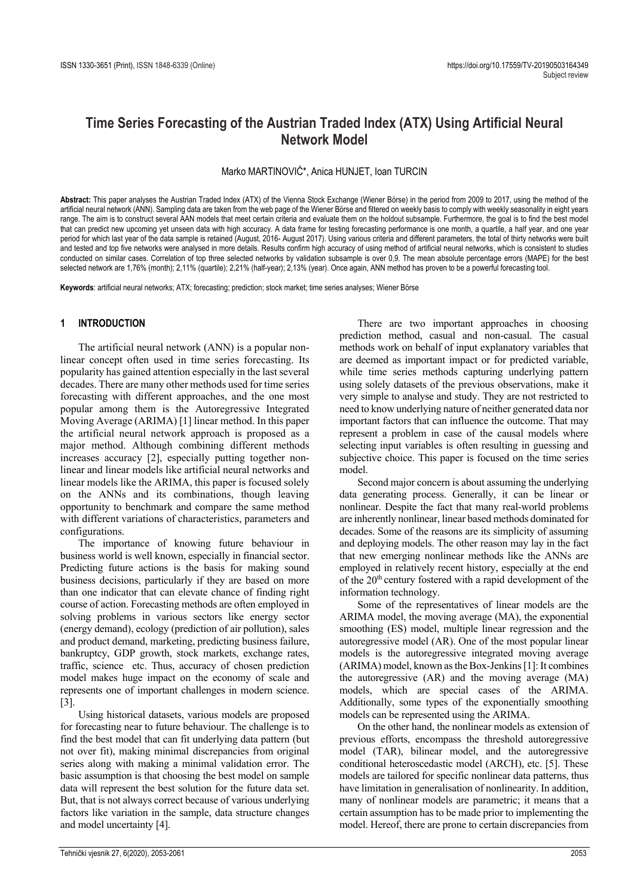ISSN 1330-3651 (Print), ISSN 1848-6339 (Online)

https://doi.org/10.17559/TV-20190503164349

Subject review

# Time Series Forecasting of the Austrian Traded Index (ATX) Using Artificial Neural Network Model

Marko MARTINOVIĆ*, Anica HUNJET, Ioan TURCIN

**Abstract:** This paper analyses the Austrian Traded Index (ATX) of the Vienna Stock Exchange (Wiener Börse) in the period from 2009 to 2017, using the method of the artificial neural network (ANN). Sampling data are taken from the web page of the Wiener Börse and filtered on weekly basis to comply with weekly seasonality in eight years range. The aim is to construct several AAN models that meet certain criteria and evaluate them on the holdout subsample. Furthermore, the goal is to find the best model that can predict new upcoming yet unseen data with high accuracy. A data frame for testing forecasting performance is one month, a quartile, a half year, and one year period for which last year of the data sample is retained (August, 2016- August 2017). Using various criteria and different parameters, the total of thirty networks were built and tested and top five networks were analysed in more details. Results confirm high accuracy of using method of artificial neural networks, which is consistent to studies conducted on similar cases. Correlation of top three selected networks by validation subsample is over 0,9. The mean absolute percentage errors (MAPE) for the best selected network are 1,76% (month); 2,11% (quartile); 2,21% (half-year); 2,13% (year). Once again, ANN method has proven to be a powerful forecasting tool.

**Keywords**: artificial neural networks; ATX; forecasting; prediction; stock market; time series analyses; Wiener Börse

## 1 INTRODUCTION

The artificial neural network (ANN) is a popular nonlinear concept often used in time series forecasting. Its popularity has gained attention especially in the last several decades. There are many other methods used for time series forecasting with different approaches, and the one most popular among them is the Autoregressive Integrated Moving Average (ARIMA) [1] linear method. In this paper the artificial neural network approach is proposed as a major method. Although combining different methods increases accuracy [2], especially putting together nonlinear and linear models like artificial neural networks and linear models like the ARIMA, this paper is focused solely on the ANNs and its combinations, though leaving opportunity to benchmark and compare the same method with different variations of characteristics, parameters and configurations.

The importance of knowing future behaviour in business world is well known, especially in financial sector. Predicting future actions is the basis for making sound business decisions, particularly if they are based on more than one indicator that can elevate chance of finding right course of action. Forecasting methods are often employed in solving problems in various sectors like energy sector (energy demand), ecology (prediction of air pollution), sales and product demand, marketing, predicting business failure, bankruptcy, GDP growth, stock markets, exchange rates, traffic, science etc. Thus, accuracy of chosen prediction model makes huge impact on the economy of scale and represents one of important challenges in modern science. [3].

Using historical datasets, various models are proposed for forecasting near to future behaviour. The challenge is to find the best model that can fit underlying data pattern (but not over fit), making minimal discrepancies from original series along with making a minimal validation error. The basic assumption is that choosing the best model on sample data will represent the best solution for the future data set. But, that is not always correct because of various underlying factors like variation in the sample, data structure changes and model uncertainty [4].

There are two important approaches in choosing prediction method, casual and non-casual. The casual methods work on behalf of input explanatory variables that are deemed as important impact or for predicted variable, while time series methods capturing underlying pattern using solely datasets of the previous observations, make it very simple to analyse and study. They are not restricted to need to know underlying nature of neither generated data nor important factors that can influence the outcome. That may represent a problem in case of the causal models where selecting input variables is often resulting in guessing and subjective choice. This paper is focused on the time series model.

Second major concern is about assuming the underlying data generating process. Generally, it can be linear or nonlinear. Despite the fact that many real-world problems are inherently nonlinear, linear based methods dominated for decades. Some of the reasons are its simplicity of assuming and deploying models. The other reason may lay in the fact that new emerging nonlinear methods like the ANNs are employed in relatively recent history, especially at the end of the 20th century fostered with a rapid development of the information technology.

Some of the representatives of linear models are the ARIMA model, the moving average (MA), the exponential smoothing (ES) model, multiple linear regression and the autoregressive model (AR). One of the most popular linear models is the autoregressive integrated moving average (ARIMA) model, known as the Box-Jenkins [1]: It combines the autoregressive (AR) and the moving average (MA) models, which are special cases of the ARIMA. Additionally, some types of the exponentially smoothing models can be represented using the ARIMA.

On the other hand, the nonlinear models as extension of previous efforts, encompass the threshold autoregressive model (TAR), bilinear model, and the autoregressive conditional heteroscedastic model (ARCH), etc. [5]. These models are tailored for specific nonlinear data patterns, thus have limitation in generalisation of nonlinearity. In addition, many of nonlinear models are parametric; it means that a certain assumption has to be made prior to implementing the model. Hereof, there are prone to certain discrepancies from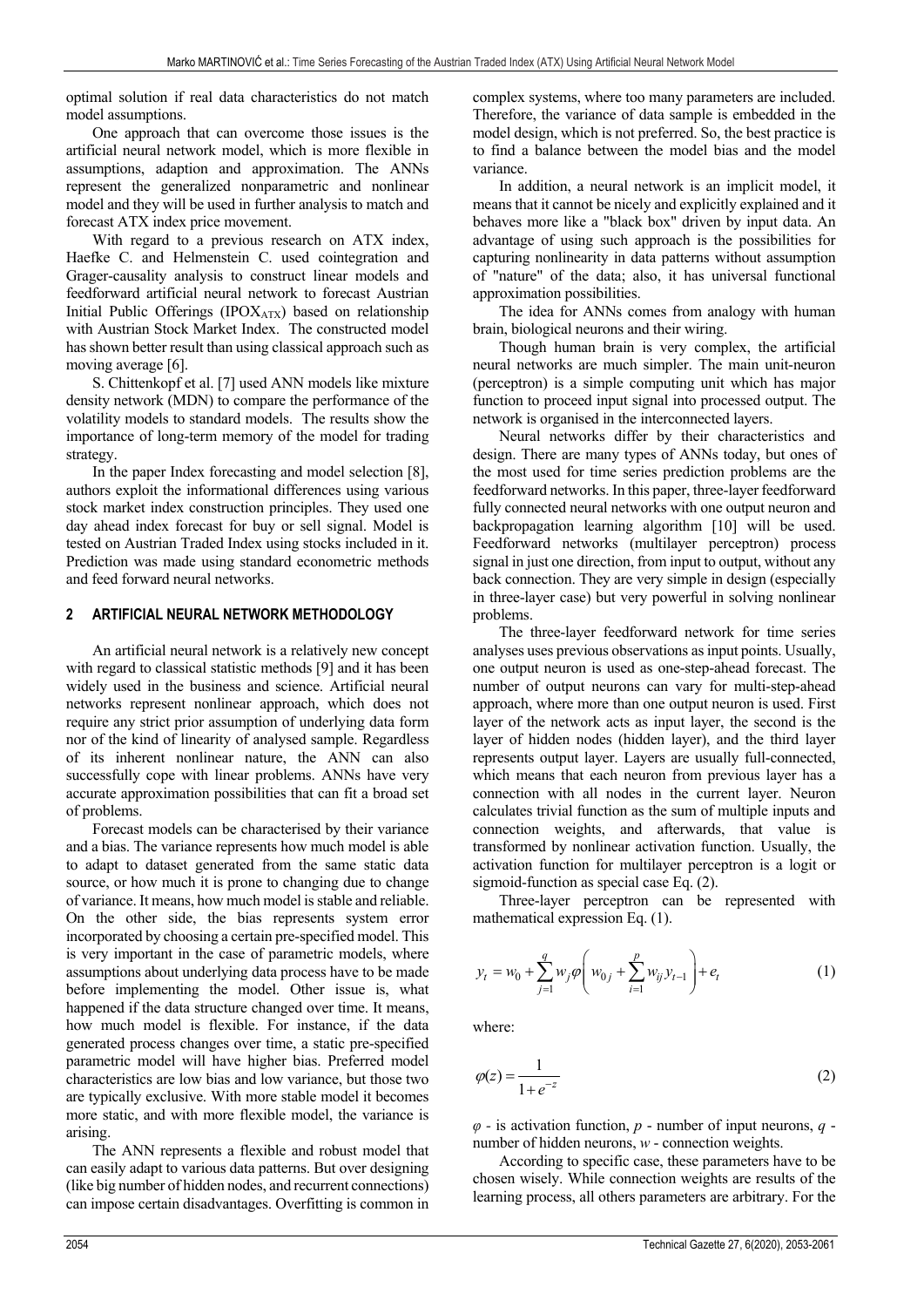optimal solution if real data characteristics do not match model assumptions.

One approach that can overcome those issues is the artificial neural network model, which is more flexible in assumptions, adaption and approximation. The ANNs represent the generalized nonparametric and nonlinear model and they will be used in further analysis to match and forecast ATX index price movement.

With regard to a previous research on ATX index, Haefke C. and Helmenstein C. used cointegration and Grager-causality analysis to construct linear models and feedforward artificial neural network to forecast Austrian Initial Public Offerings ($IPOX_{ATX}$) based on relationship with Austrian Stock Market Index. The constructed model has shown better result than using classical approach such as moving average [6].

S. Chittenkopf et al. [7] used ANN models like mixture density network (MDN) to compare the performance of the volatility models to standard models. The results show the importance of long-term memory of the model for trading strategy.

In the paper Index forecasting and model selection [8], authors exploit the informational differences using various stock market index construction principles. They used one day ahead index forecast for buy or sell signal. Model is tested on Austrian Traded Index using stocks included in it. Prediction was made using standard econometric methods and feed forward neural networks.

## 2 ARTIFICIAL NEURAL NETWORK METHODOLOGY

An artificial neural network is a relatively new concept with regard to classical statistic methods [9] and it has been widely used in the business and science. Artificial neural networks represent nonlinear approach, which does not require any strict prior assumption of underlying data form nor of the kind of linearity of analysed sample. Regardless of its inherent nonlinear nature, the ANN can also successfully cope with linear problems. ANNs have very accurate approximation possibilities that can fit a broad set of problems.

Forecast models can be characterised by their variance and a bias. The variance represents how much model is able to adapt to dataset generated from the same static data source, or how much it is prone to changing due to change of variance. It means, how much model is stable and reliable. On the other side, the bias represents system error incorporated by choosing a certain pre-specified model. This is very important in the case of parametric models, where assumptions about underlying data process have to be made before implementing the model. Other issue is, what happened if the data structure changed over time. It means, how much model is flexible. For instance, if the data generated process changes over time, a static pre-specified parametric model will have higher bias. Preferred model characteristics are low bias and low variance, but those two are typically exclusive. With more stable model it becomes more static, and with more flexible model, the variance is arising.

The ANN represents a flexible and robust model that can easily adapt to various data patterns. But over designing (like big number of hidden nodes, and recurrent connections) can impose certain disadvantages. Overfitting is common in complex systems, where too many parameters are included. Therefore, the variance of data sample is embedded in the model design, which is not preferred. So, the best practice is to find a balance between the model bias and the model variance.

In addition, a neural network is an implicit model, it means that it cannot be nicely and explicitly explained and it behaves more like a "black box" driven by input data. An advantage of using such approach is the possibilities for capturing nonlinearity in data patterns without assumption of "nature" of the data; also, it has universal functional approximation possibilities.

The idea for ANNs comes from analogy with human brain, biological neurons and their wiring.

Though human brain is very complex, the artificial neural networks are much simpler. The main unit-neuron (perceptron) is a simple computing unit which has major function to proceed input signal into processed output. The network is organised in the interconnected layers.

Neural networks differ by their characteristics and design. There are many types of ANNs today, but ones of the most used for time series prediction problems are the feedforward networks. In this paper, three-layer feedforward fully connected neural networks with one output neuron and backpropagation learning algorithm [10] will be used. Feedforward networks (multilayer perceptron) process signal in just one direction, from input to output, without any back connection. They are very simple in design (especially in three-layer case) but very powerful in solving nonlinear problems.

The three-layer feedforward network for time series analyses uses previous observations as input points. Usually, one output neuron is used as one-step-ahead forecast. The number of output neurons can vary for multi-step-ahead approach, where more than one output neuron is used. First layer of the network acts as input layer, the second is the layer of hidden nodes (hidden layer), and the third layer represents output layer. Layers are usually full-connected, which means that each neuron from previous layer has a connection with all nodes in the current layer. Neuron calculates trivial function as the sum of multiple inputs and connection weights, and afterwards, that value is transformed by nonlinear activation function. Usually, the activation function for multilayer perceptron is a logit or sigmoid-function as special case Eq. (2).

Three-layer perceptron can be represented with mathematical expression Eq. (1).

$$y_t = w_0 + \sum_{j=1}^{q} w_j \varphi\left( w_{0j} + \sum_{i=1}^{p} w_{ij} y_{t-1} \right) + e_t \tag{1}$$

where:

$$\varphi(z) = \frac{1}{1+e^{-z}} \tag{2}$$

$\varphi$ - is activation function, $p$ - number of input neurons, $q$ - number of hidden neurons, $w$ - connection weights.

According to specific case, these parameters have to be chosen wisely. While connection weights are results of the learning process, all others parameters are arbitrary. For the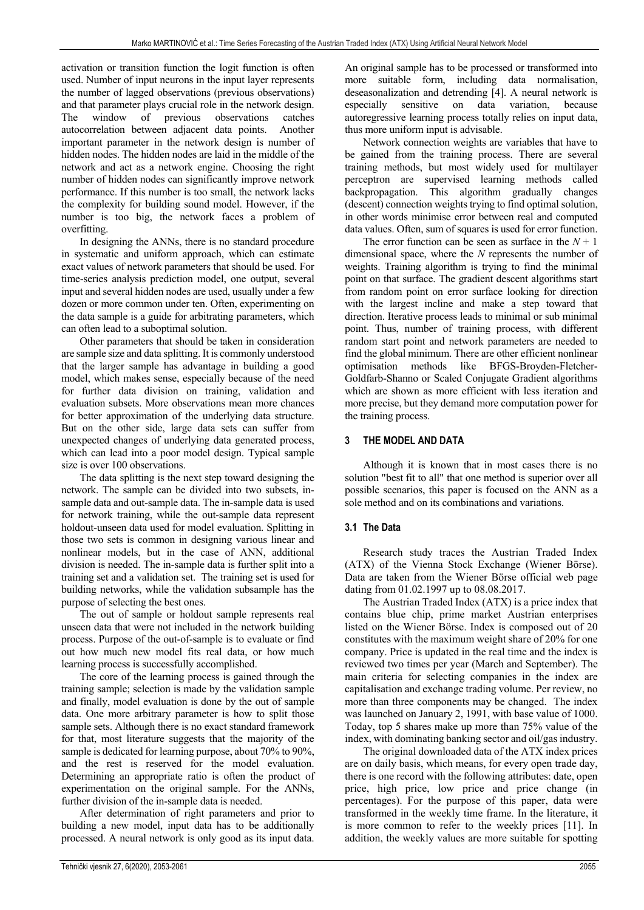activation or transition function the logit function is often used. Number of input neurons in the input layer represents the number of lagged observations (previous observations) and that parameter plays crucial role in the network design. The window of previous observations catches autocorrelation between adjacent data points. Another important parameter in the network design is number of hidden nodes. The hidden nodes are laid in the middle of the network and act as a network engine. Choosing the right number of hidden nodes can significantly improve network performance. If this number is too small, the network lacks the complexity for building sound model. However, if the number is too big, the network faces a problem of overfitting.

In designing the ANNs, there is no standard procedure in systematic and uniform approach, which can estimate exact values of network parameters that should be used. For time-series analysis prediction model, one output, several input and several hidden nodes are used, usually under a few dozen or more common under ten. Often, experimenting on the data sample is a guide for arbitrating parameters, which can often lead to a suboptimal solution.

Other parameters that should be taken in consideration are sample size and data splitting. It is commonly understood that the larger sample has advantage in building a good model, which makes sense, especially because of the need for further data division on training, validation and evaluation subsets. More observations mean more chances for better approximation of the underlying data structure. But on the other side, large data sets can suffer from unexpected changes of underlying data generated process, which can lead into a poor model design. Typical sample size is over 100 observations.

The data splitting is the next step toward designing the network. The sample can be divided into two subsets, in-sample data and out-sample data. The in-sample data is used for network training, while the out-sample data represent holdout-unseen data used for model evaluation. Splitting in those two sets is common in designing various linear and nonlinear models, but in the case of ANN, additional division is needed. The in-sample data is further split into a training set and a validation set. The training set is used for building networks, while the validation subsample has the purpose of selecting the best ones.

The out of sample or holdout sample represents real unseen data that were not included in the network building process. Purpose of the out-of-sample is to evaluate or find out how much new model fits real data, or how much learning process is successfully accomplished.

The core of the learning process is gained through the training sample; selection is made by the validation sample and finally, model evaluation is done by the out of sample data. One more arbitrary parameter is how to split those sample sets. Although there is no exact standard framework for that, most literature suggests that the majority of the sample is dedicated for learning purpose, about 70% to 90%, and the rest is reserved for the model evaluation. Determining an appropriate ratio is often the product of experimentation on the original sample. For the ANNs, further division of the in-sample data is needed.

After determination of right parameters and prior to building a new model, input data has to be additionally processed. A neural network is only good as its input data. An original sample has to be processed or transformed into more suitable form, including data normalisation, deseasonalization and detrending [4]. A neural network is especially sensitive on data variation, because autoregressive learning process totally relies on input data, thus more uniform input is advisable.

Network connection weights are variables that have to be gained from the training process. There are several training methods, but most widely used for multilayer perceptron are supervised learning methods called backpropagation. This algorithm gradually changes (descent) connection weights trying to find optimal solution, in other words minimise error between real and computed data values. Often, sum of squares is used for error function.

The error function can be seen as surface in the $N + 1$ dimensional space, where the $N$ represents the number of weights. Training algorithm is trying to find the minimal point on that surface. The gradient descent algorithms start from random point on error surface looking for direction with the largest incline and make a step toward that direction. Iterative process leads to minimal or sub minimal point. Thus, number of training process, with different random start point and network parameters are needed to find the global minimum. There are other efficient nonlinear optimisation methods like BFGS-Broyden-Fletcher-Goldfarb-Shanno or Scaled Conjugate Gradient algorithms which are shown as more efficient with less iteration and more precise, but they demand more computation power for the training process.

## 3 THE MODEL AND DATA

Although it is known that in most cases there is no solution "best fit to all" that one method is superior over all possible scenarios, this paper is focused on the ANN as a sole method and on its combinations and variations.

### 3.1 The Data

Research study traces the Austrian Traded Index (ATX) of the Vienna Stock Exchange (Wiener Börse). Data are taken from the Wiener Börse official web page dating from 01.02.1997 up to 08.08.2017.

The Austrian Traded Index (ATX) is a price index that contains blue chip, prime market Austrian enterprises listed on the Wiener Börse. Index is composed out of 20 constitutes with the maximum weight share of 20% for one company. Price is updated in the real time and the index is reviewed two times per year (March and September). The main criteria for selecting companies in the index are capitalisation and exchange trading volume. Per review, no more than three components may be changed. The index was launched on January 2, 1991, with base value of 1000. Today, top 5 shares make up more than 75% value of the index, with dominating banking sector and oil/gas industry.

The original downloaded data of the ATX index prices are on daily basis, which means, for every open trade day, there is one record with the following attributes: date, open price, high price, low price and price change (in percentages). For the purpose of this paper, data were transformed in the weekly time frame. In the literature, it is more common to refer to the weekly prices [11]. In addition, the weekly values are more suitable for spotting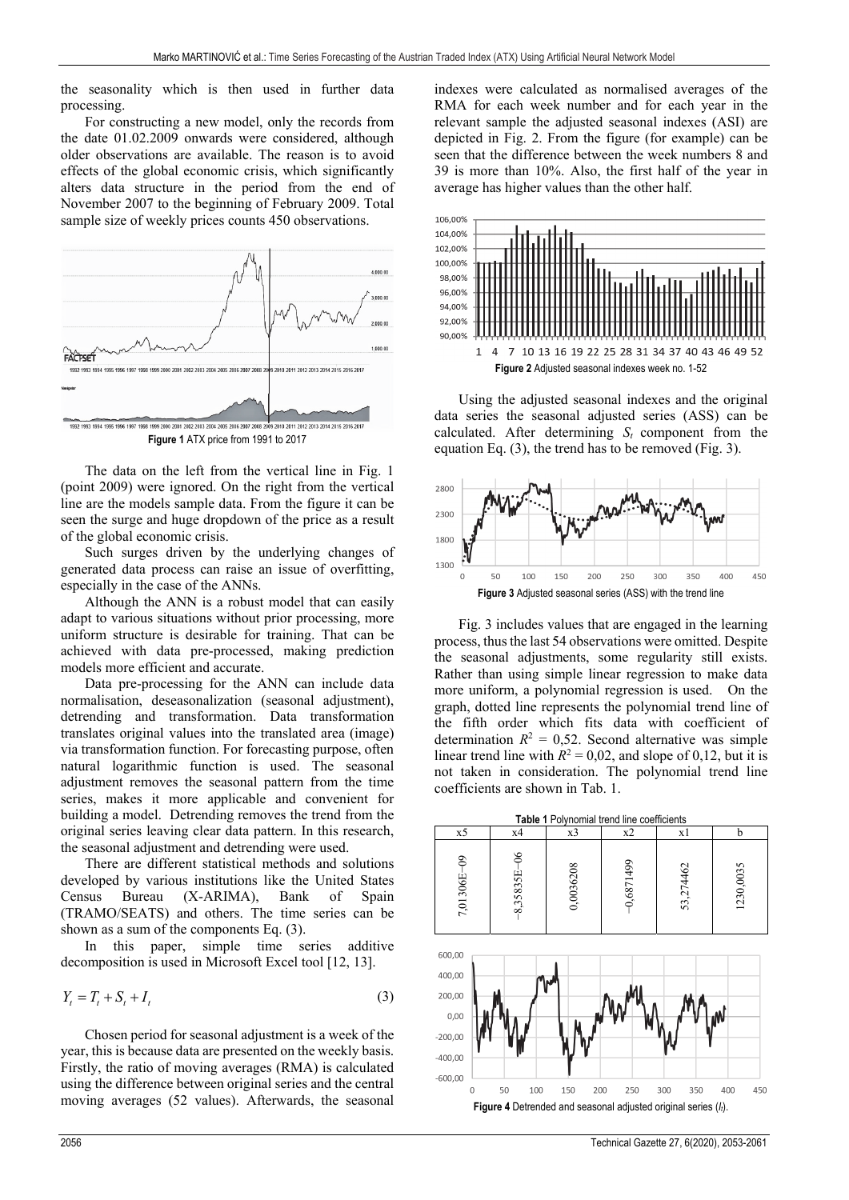the seasonality which is then used in further data processing.

For constructing a new model, only the records from the date 01.02.2009 onwards were considered, although older observations are available. The reason is to avoid effects of the global economic crisis, which significantly alters data structure in the period from the end of November 2007 to the beginning of February 2009. Total sample size of weekly prices counts 450 observations.

**Figure 1** ATX price from 1991 to 2017

The data on the left from the vertical line in Fig. 1 (point 2009) were ignored. On the right from the vertical line are the models sample data. From the figure it can be seen the surge and huge dropdown of the price as a result of the global economic crisis.

Such surges driven by the underlying changes of generated data process can raise an issue of overfitting, especially in the case of the ANNs.

Although the ANN is a robust model that can easily adapt to various situations without prior processing, more uniform structure is desirable for training. That can be achieved with data pre-processed, making prediction models more efficient and accurate.

Data pre-processing for the ANN can include data normalisation, deseasonalization (seasonal adjustment), detrending and transformation. Data transformation translates original values into the translated area (image) via transformation function. For forecasting purpose, often natural logarithmic function is used. The seasonal adjustment removes the seasonal pattern from the time series, makes it more applicable and convenient for building a model. Detrending removes the trend from the original series leaving clear data pattern. In this research, the seasonal adjustment and detrending were used.

There are different statistical methods and solutions developed by various institutions like the United States Census Bureau (X-ARIMA), Bank of Spain (TRAMO/SEATS) and others. The time series can be shown as a sum of the components Eq. (3).

In this paper, simple time series additive decomposition is used in Microsoft Excel tool [12, 13].

$$Y_t = T_t + S_t + I_t \tag{3}$$

Chosen period for seasonal adjustment is a week of the year, this is because data are presented on the weekly basis. Firstly, the ratio of moving averages (RMA) is calculated using the difference between original series and the central moving averages (52 values). Afterwards, the seasonal indexes were calculated as normalised averages of the RMA for each week number and for each year in the relevant sample the adjusted seasonal indexes (ASI) are depicted in Fig. 2. From the figure (for example) can be seen that the difference between the week numbers 8 and 39 is more than 10%. Also, the first half of the year in average has higher values than the other half.

**Figure 2** Adjusted seasonal indexes week no. 1-52

Using the adjusted seasonal indexes and the original data series the seasonal adjusted series (ASS) can be calculated. After determining $S_t$ component from the equation Eq. (3), the trend has to be removed (Fig. 3).

**Figure 3** Adjusted seasonal series (ASS) with the trend line

Fig. 3 includes values that are engaged in the learning process, thus the last 54 observations were omitted. Despite the seasonal adjustments, some regularity still exists. Rather than using simple linear regression to make data more uniform, a polynomial regression is used. On the graph, dotted line represents the polynomial trend line of the fifth order which fits data with coefficient of determination $R^2$ = 0,52. Second alternative was simple linear trend line with $R^2$ = 0,02, and slope of 0,12, but it is not taken in consideration. The polynomial trend line coefficients are shown in Tab. 1.

**Table 1** Polynomial trend line coefficients

| x5 | x4 | x3 | x2 | x1 | b |
|---|---|---|---|---|---|
| 7,01306E−09 | −8,35835E−06 | 0,0036208 | −0,6871499 | 53,274462 | 1230,0035 |

**Figure 4** Detrended and seasonal adjusted original series ($I_t$).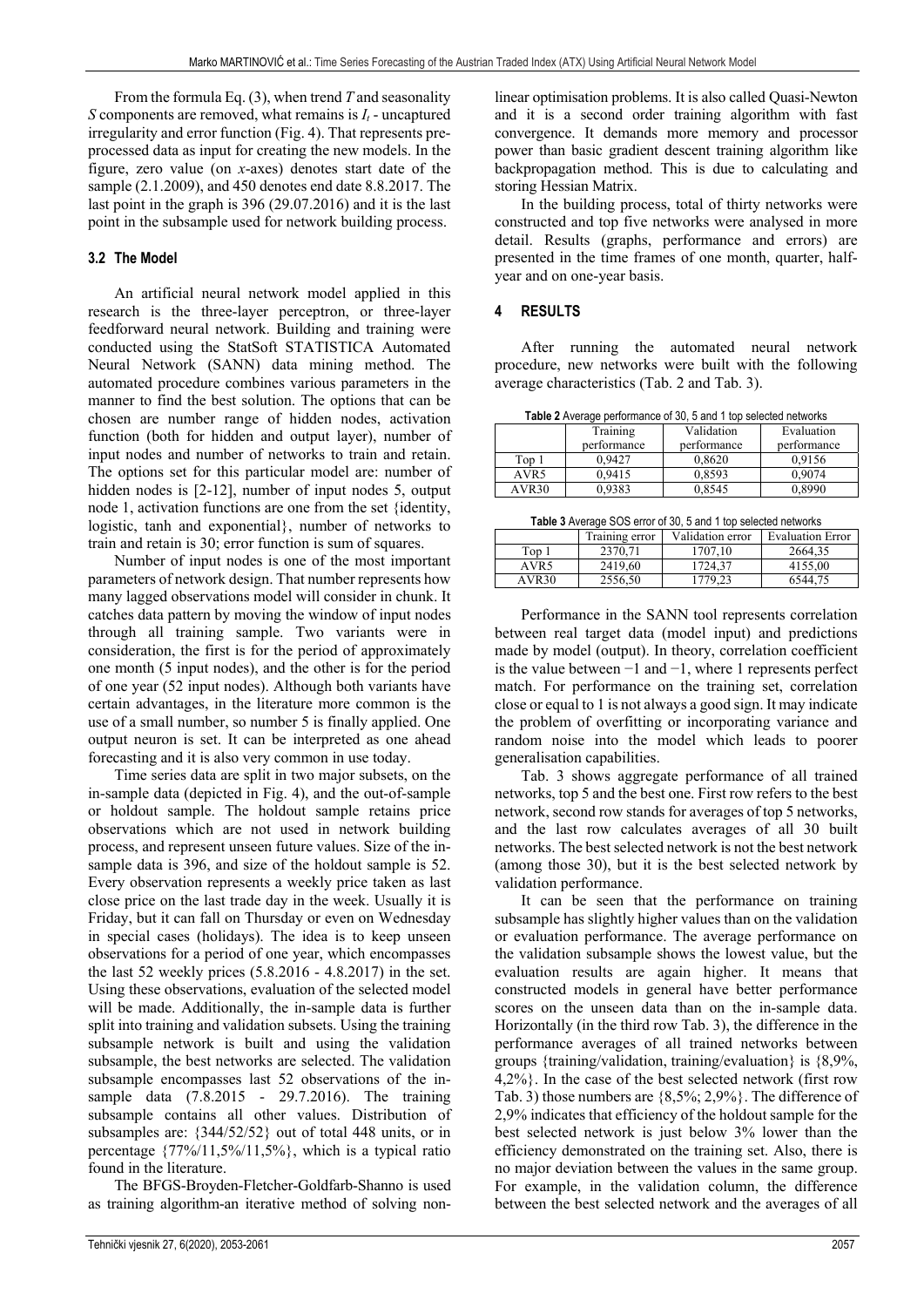From the formula Eq. (3), when trend $T$ and seasonality $S$ components are removed, what remains is $I_t$ - uncaptured irregularity and error function (Fig. 4). That represents pre-processed data as input for creating the new models. In the figure, zero value (on $x$-axes) denotes start date of the sample (2.1.2009), and 450 denotes end date 8.8.2017. The last point in the graph is 396 (29.07.2016) and it is the last point in the subsample used for network building process.

### 3.2 The Model

An artificial neural network model applied in this research is the three-layer perceptron, or three-layer feedforward neural network. Building and training were conducted using the StatSoft STATISTICA Automated Neural Network (SANN) data mining method. The automated procedure combines various parameters in the manner to find the best solution. The options that can be chosen are number range of hidden nodes, activation function (both for hidden and output layer), number of input nodes and number of networks to train and retain. The options set for this particular model are: number of hidden nodes is [2-12], number of input nodes 5, output node 1, activation functions are one from the set {identity, logistic, tanh and exponential}, number of networks to train and retain is 30; error function is sum of squares.

Number of input nodes is one of the most important parameters of network design. That number represents how many lagged observations model will consider in chunk. It catches data pattern by moving the window of input nodes through all training sample. Two variants were in consideration, the first is for the period of approximately one month (5 input nodes), and the other is for the period of one year (52 input nodes). Although both variants have certain advantages, in the literature more common is the use of a small number, so number 5 is finally applied. One output neuron is set. It can be interpreted as one ahead forecasting and it is also very common in use today.

Time series data are split in two major subsets, on the in-sample data (depicted in Fig. 4), and the out-of-sample or holdout sample. The holdout sample retains price observations which are not used in network building process, and represent unseen future values. Size of the in-sample data is 396, and size of the holdout sample is 52. Every observation represents a weekly price taken as last close price on the last trade day in the week. Usually it is Friday, but it can fall on Thursday or even on Wednesday in special cases (holidays). The idea is to keep unseen observations for a period of one year, which encompasses the last 52 weekly prices (5.8.2016 - 4.8.2017) in the set. Using these observations, evaluation of the selected model will be made. Additionally, the in-sample data is further split into training and validation subsets. Using the training subsample network is built and using the validation subsample, the best networks are selected. The validation subsample encompasses last 52 observations of the in-sample data (7.8.2015 - 29.7.2016). The training subsample contains all other values. Distribution of subsamples are: {344/52/52} out of total 448 units, or in percentage {77%/11,5%/11,5%}, which is a typical ratio found in the literature.

The BFGS-Broyden-Fletcher-Goldfarb-Shanno is used as training algorithm-an iterative method of solving non-linear optimisation problems. It is also called Quasi-Newton and it is a second order training algorithm with fast convergence. It demands more memory and processor power than basic gradient descent training algorithm like backpropagation method. This is due to calculating and storing Hessian Matrix.

In the building process, total of thirty networks were constructed and top five networks were analysed in more detail. Results (graphs, performance and errors) are presented in the time frames of one month, quarter, half-year and on one-year basis.

## 4 RESULTS

After running the automated neural network procedure, new networks were built with the following average characteristics (Tab. 2 and Tab. 3).

**Table 2** Average performance of 30, 5 and 1 top selected networks

| | Training performance | Validation performance | Evaluation performance |
|---|---|---|---|
| Top 1 | 0,9427 | 0,8620 | 0,9156 |
| AVR5 | 0,9415 | 0,8593 | 0,9074 |
| AVR30 | 0,9383 | 0,8545 | 0,8990 |

**Table 3** Average SOS error of 30, 5 and 1 top selected networks

| | Training error | Validation error | Evaluation Error |
|---|---|---|---|
| Top 1 | 2370,71 | 1707,10 | 2664,35 |
| AVR5 | 2419,60 | 1724,37 | 4155,00 |
| AVR30 | 2556,50 | 1779,23 | 6544,75 |

Performance in the SANN tool represents correlation between real target data (model input) and predictions made by model (output). In theory, correlation coefficient is the value between −1 and −1, where 1 represents perfect match. For performance on the training set, correlation close or equal to 1 is not always a good sign. It may indicate the problem of overfitting or incorporating variance and random noise into the model which leads to poorer generalisation capabilities.

Tab. 3 shows aggregate performance of all trained networks, top 5 and the best one. First row refers to the best network, second row stands for averages of top 5 networks, and the last row calculates averages of all 30 built networks. The best selected network is not the best network (among those 30), but it is the best selected network by validation performance.

It can be seen that the performance on training subsample has slightly higher values than on the validation or evaluation performance. The average performance on the validation subsample shows the lowest value, but the evaluation results are again higher. It means that constructed models in general have better performance scores on the unseen data than on the in-sample data. Horizontally (in the third row Tab. 3), the difference in the performance averages of all trained networks between groups {training/validation, training/evaluation} is {8,9%, 4,2%}. In the case of the best selected network (first row Tab. 3) those numbers are {8,5%; 2,9%}. The difference of 2,9% indicates that efficiency of the holdout sample for the best selected network is just below 3% lower than the efficiency demonstrated on the training set. Also, there is no major deviation between the values in the same group. For example, in the validation column, the difference between the best selected network and the averages of all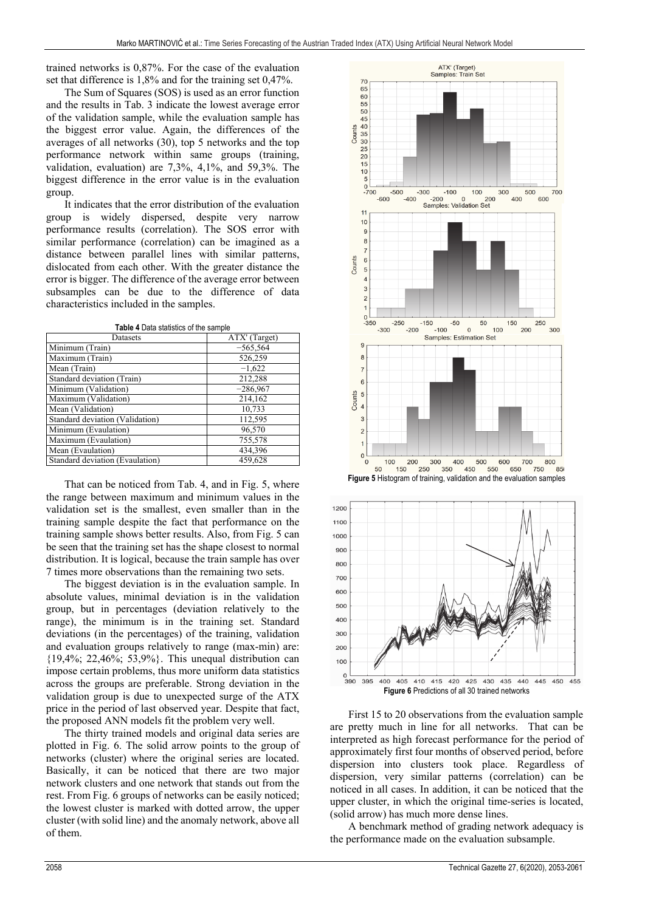trained networks is 0,87%. For the case of the evaluation set that difference is 1,8% and for the training set 0,47%.

The Sum of Squares (SOS) is used as an error function and the results in Tab. 3 indicate the lowest average error of the validation sample, while the evaluation sample has the biggest error value. Again, the differences of the averages of all networks (30), top 5 networks and the top performance network within same groups (training, validation, evaluation) are 7,3%, 4,1%, and 59,3%. The biggest difference in the error value is in the evaluation group.

It indicates that the error distribution of the evaluation group is widely dispersed, despite very narrow performance results (correlation). The SOS error with similar performance (correlation) can be imagined as a distance between parallel lines with similar patterns, dislocated from each other. With the greater distance the error is bigger. The difference of the average error between subsamples can be due to the difference of data characteristics included in the samples.

**Table 4** Data statistics of the sample

| Datasets | ATX' (Target) |
|---|---|
| Minimum (Train) | −565,564 |
| Maximum (Train) | 526,259 |
| Mean (Train) | −1,622 |
| Standard deviation (Train) | 212,288 |
| Minimum (Validation) | −286,967 |
| Maximum (Validation) | 214,162 |
| Mean (Validation) | 10,733 |
| Standard deviation (Validation) | 112,595 |
| Minimum (Evaulation) | 96,570 |
| Maximum (Evaulation) | 755,578 |
| Mean (Evaulation) | 434,396 |
| Standard deviation (Evaulation) | 459,628 |

That can be noticed from Tab. 4, and in Fig. 5, where the range between maximum and minimum values in the validation set is the smallest, even smaller than in the training sample despite the fact that performance on the training sample shows better results. Also, from Fig. 5 can be seen that the training set has the shape closest to normal distribution. It is logical, because the train sample has over 7 times more observations than the remaining two sets.

The biggest deviation is in the evaluation sample. In absolute values, minimal deviation is in the validation group, but in percentages (deviation relatively to the range), the minimum is in the training set. Standard deviations (in the percentages) of the training, validation and evaluation groups relatively to range (max-min) are: {19,4%; 22,46%; 53,9%}. This unequal distribution can impose certain problems, thus more uniform data statistics across the groups are preferable. Strong deviation in the validation group is due to unexpected surge of the ATX price in the period of last observed year. Despite that fact, the proposed ANN models fit the problem very well.

The thirty trained models and original data series are plotted in Fig. 6. The solid arrow points to the group of networks (cluster) where the original series are located. Basically, it can be noticed that there are two major network clusters and one network that stands out from the rest. From Fig. 6 groups of networks can be easily noticed; the lowest cluster is marked with dotted arrow, the upper cluster (with solid line) and the anomaly network, above all of them.

**Figure 5** Histogram of training, validation and the evaluation samples

**Figure 6** Predictions of all 30 trained networks

First 15 to 20 observations from the evaluation sample are pretty much in line for all networks. That can be interpreted as high forecast performance for the period of approximately first four months of observed period, before dispersion into clusters took place. Regardless of dispersion, very similar patterns (correlation) can be noticed in all cases. In addition, it can be noticed that the upper cluster, in which the original time-series is located, (solid arrow) has much more dense lines.

A benchmark method of grading network adequacy is the performance made on the evaluation subsample.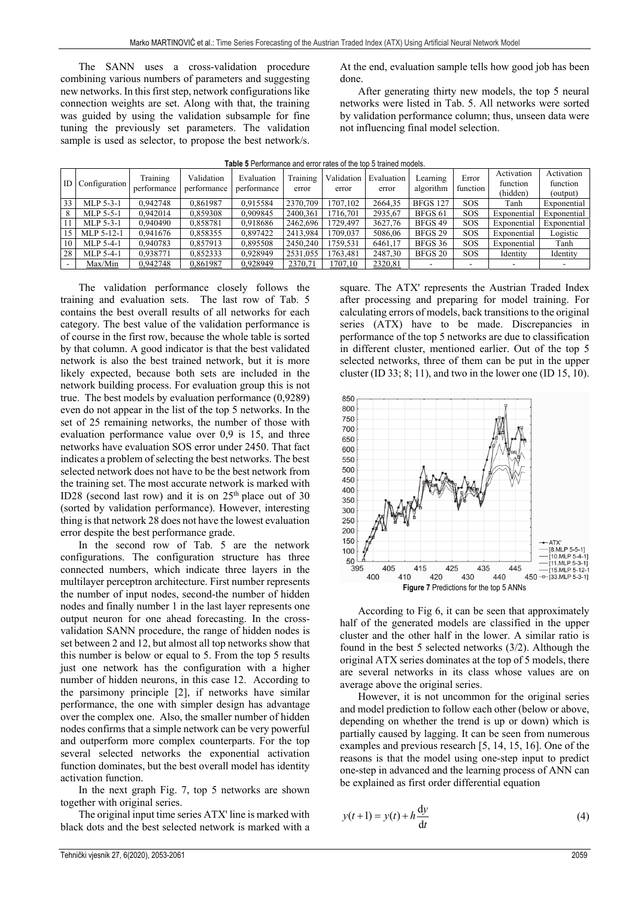The SANN uses a cross-validation procedure combining various numbers of parameters and suggesting new networks. In this first step, network configurations like connection weights are set. Along with that, the training was guided by using the validation subsample for fine tuning the previously set parameters. The validation sample is used as selector, to propose the best network/s. At the end, evaluation sample tells how good job has been done.

After generating thirty new models, the top 5 neural networks were listed in Tab. 5. All networks were sorted by validation performance column; thus, unseen data were not influencing final model selection.

**Table 5** Performance and error rates of the top 5 trained models.

| ID | Configuration | Training performance | Validation performance | Evaluation performance | Training error | Validation error | Evaluation error | Learning algorithm | Error function | Activation function (hidden) | Activation function (output) |
|---|---|---|---|---|---|---|---|---|---|---|---|
| 33 | MLP 5-3-1 | 0,942748 | 0,861987 | 0,915584 | 2370,709 | 1707,102 | 2664,35 | BFGS 127 | SOS | Tanh | Exponential |
| 8 | MLP 5-5-1 | 0,942014 | 0,859308 | 0,909845 | 2400,361 | 1716,701 | 2935,67 | BFGS 61 | SOS | Exponential | Exponential |
| 11 | MLP 5-3-1 | 0,940490 | 0,858781 | 0,918686 | 2462,696 | 1729,497 | 3627,76 | BFGS 49 | SOS | Exponential | Exponential |
| 15 | MLP 5-12-1 | 0,941676 | 0,858355 | 0,897422 | 2413,984 | 1709,037 | 5086,06 | BFGS 29 | SOS | Exponential | Logistic |
| 10 | MLP 5-4-1 | 0,940783 | 0,857913 | 0,895508 | 2450,240 | 1759,531 | 6461,17 | BFGS 36 | SOS | Exponential | Tanh |
| 28 | MLP 5-4-1 | 0,938771 | 0,852333 | 0,928949 | 2531,055 | 1763,481 | 2487,30 | BFGS 20 | SOS | Identity | Identity |
| - | Max/Min | 0,942748 | 0,861987 | 0,928949 | 2370,71 | 1707,10 | 2320,81 | - | - | - | - |

The validation performance closely follows the training and evaluation sets. The last row of Tab. 5 contains the best overall results of all networks for each category. The best value of the validation performance is of course in the first row, because the whole table is sorted by that column. A good indicator is that the best validated network is also the best trained network, but it is more likely expected, because both sets are included in the network building process. For evaluation group this is not true. The best models by evaluation performance (0,9289) even do not appear in the list of the top 5 networks. In the set of 25 remaining networks, the number of those with evaluation performance value over 0,9 is 15, and three networks have evaluation SOS error under 2450. That fact indicates a problem of selecting the best networks. The best selected network does not have to be the best network from the training set. The most accurate network is marked with ID28 (second last row) and it is on 25th place out of 30 (sorted by validation performance). However, interesting thing is that network 28 does not have the lowest evaluation error despite the best performance grade.

In the second row of Tab. 5 are the network configurations. The configuration structure has three connected numbers, which indicate three layers in the multilayer perceptron architecture. First number represents the number of input nodes, second-the number of hidden nodes and finally number 1 in the last layer represents one output neuron for one ahead forecasting. In the cross-validation SANN procedure, the range of hidden nodes is set between 2 and 12, but almost all top networks show that this number is below or equal to 5. From the top 5 results just one network has the configuration with a higher number of hidden neurons, in this case 12. According to the parsimony principle [2], if networks have similar performance, the one with simpler design has advantage over the complex one. Also, the smaller number of hidden nodes confirms that a simple network can be very powerful and outperform more complex counterparts. For the top several selected networks the exponential activation function dominates, but the best overall model has identity activation function.

In the next graph Fig. 7, top 5 networks are shown together with original series.

The original input time series ATX' line is marked with black dots and the best selected network is marked with a square. The ATX' represents the Austrian Traded Index after processing and preparing for model training. For calculating errors of models, back transitions to the original series (ATX) have to be made. Discrepancies in performance of the top 5 networks are due to classification in different cluster, mentioned earlier. Out of the top 5 selected networks, three of them can be put in the upper cluster (ID 33; 8; 11), and two in the lower one (ID 15, 10).

**Figure 7** Predictions for the top 5 ANNs

According to Fig 6, it can be seen that approximately half of the generated models are classified in the upper cluster and the other half in the lower. A similar ratio is found in the best 5 selected networks (3/2). Although the original ATX series dominates at the top of 5 models, there are several networks in its class whose values are on average above the original series.

However, it is not uncommon for the original series and model prediction to follow each other (below or above, depending on whether the trend is up or down) which is partially caused by lagging. It can be seen from numerous examples and previous research [5, 14, 15, 16]. One of the reasons is that the model using one-step input to predict one-step in advanced and the learning process of ANN can be explained as first order differential equation

$$y(t+1) = y(t) + h\frac{\mathrm{d}y}{\mathrm{d}t} \tag{4}$$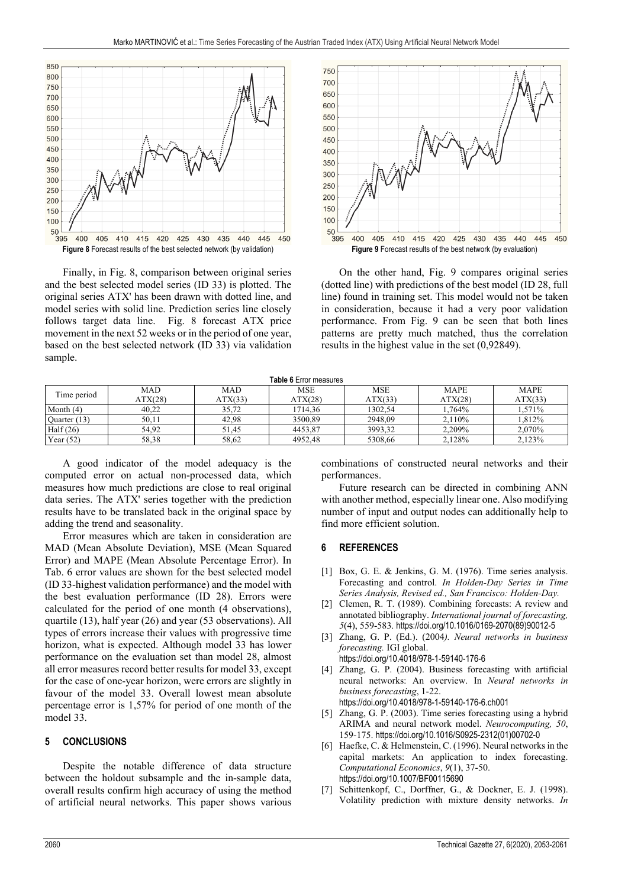Figure 8 Forecast results of the best selected network (by validation)

Finally, in Fig. 8, comparison between original series and the best selected model series (ID 33) is plotted. The original series ATX' has been drawn with dotted line, and model series with solid line. Prediction series line closely follows target data line. Fig. 8 forecast ATX price movement in the next 52 weeks or in the period of one year, based on the best selected network (ID 33) via validation sample.

Figure 9 Forecast results of the best network (by evaluation)

On the other hand, Fig. 9 compares original series (dotted line) with predictions of the best model (ID 28, full line) found in training set. This model would not be taken in consideration, because it had a very poor validation performance. From Fig. 9 can be seen that both lines patterns are pretty much matched, thus the correlation results in the highest value in the set (0,92849).

**Table 6** Error measures

| Time period | MAD ATX(28) | MAD ATX(33) | MSE ATX(28) | MSE ATX(33) | MAPE ATX(28) | MAPE ATX(33) |
|---|---|---|---|---|---|---|
| Month (4) | 40,22 | 35,72 | 1714,36 | 1302,54 | 1,764% | 1,571% |
| Quarter (13) | 50,11 | 42,98 | 3500,89 | 2948,09 | 2,110% | 1,812% |
| Half (26) | 54,92 | 51,45 | 4453,87 | 3993,32 | 2,209% | 2,070% |
| Year (52) | 58,38 | 58,62 | 4952,48 | 5308,66 | 2,128% | 2,123% |

A good indicator of the model adequacy is the computed error on actual non-processed data, which measures how much predictions are close to real original data series. The ATX' series together with the prediction results have to be translated back in the original space by adding the trend and seasonality.

Error measures which are taken in consideration are MAD (Mean Absolute Deviation), MSE (Mean Squared Error) and MAPE (Mean Absolute Percentage Error). In Tab. 6 error values are shown for the best selected model (ID 33-highest validation performance) and the model with the best evaluation performance (ID 28). Errors were calculated for the period of one month (4 observations), quartile (13), half year (26) and year (53 observations). All types of errors increase their values with progressive time horizon, what is expected. Although model 33 has lower performance on the evaluation set than model 28, almost all error measures record better results for model 33, except for the case of one-year horizon, were errors are slightly in favour of the model 33. Overall lowest mean absolute percentage error is 1,57% for period of one month of the model 33.

## 5 CONCLUSIONS

Despite the notable difference of data structure between the holdout subsample and the in-sample data, overall results confirm high accuracy of using the method of artificial neural networks. This paper shows various combinations of constructed neural networks and their performances.

Future research can be directed in combining ANN with another method, especially linear one. Also modifying number of input and output nodes can additionally help to find more efficient solution.

## 6 REFERENCES

[1] Box, G. E. & Jenkins, G. M. (1976). Time series analysis. Forecasting and control. *In Holden-Day Series in Time Series Analysis, Revised ed., San Francisco: Holden-Day.*

[2] Clemen, R. T. (1989). Combining forecasts: A review and annotated bibliography. *International journal of forecasting, 5*(4), 559-583. https://doi.org/10.1016/0169-2070(89)90012-5

[3] Zhang, G. P. (Ed.). (2004*). Neural networks in business forecasting.* IGI global. https://doi.org/10.4018/978-1-59140-176-6

[4] Zhang, G. P. (2004). Business forecasting with artificial neural networks: An overview. In *Neural networks in business forecasting*, 1-22. https://doi.org/10.4018/978-1-59140-176-6.ch001

[5] Zhang, G. P. (2003). Time series forecasting using a hybrid ARIMA and neural network model. *Neurocomputing, 50*, 159-175. https://doi.org/10.1016/S0925-2312(01)00702-0

[6] Haefke, C. & Helmenstein, C. (1996). Neural networks in the capital markets: An application to index forecasting. *Computational Economics*, *9*(1), 37-50. https://doi.org/10.1007/BF00115690

[7] Schittenkopf, C., Dorffner, G., & Dockner, E. J. (1998). Volatility prediction with mixture density networks. *In*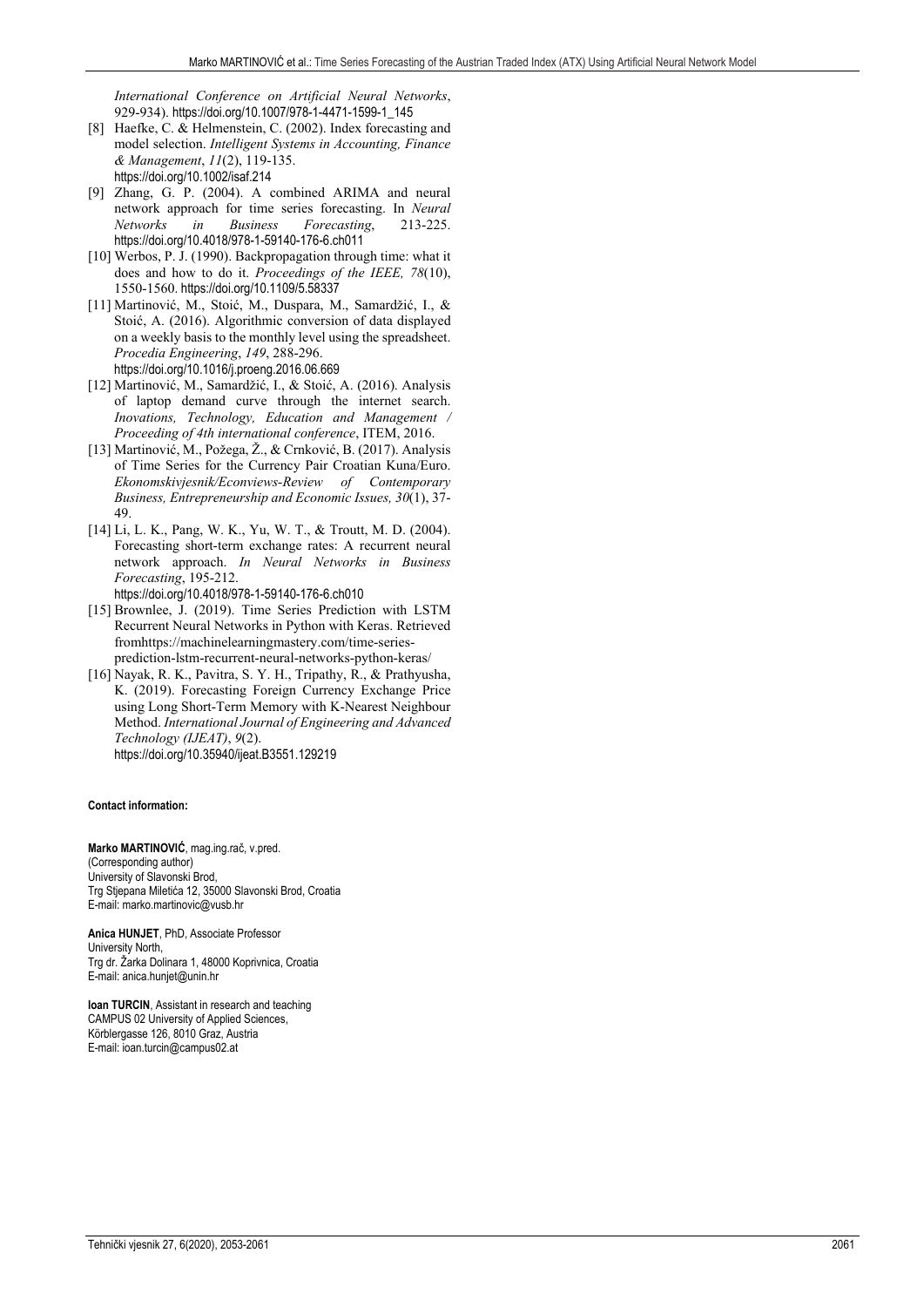*International Conference on Artificial Neural Networks*, 929-934). https://doi.org/10.1007/978-1-4471-1599-1_145

[8] Haefke, C. & Helmenstein, C. (2002). Index forecasting and model selection. *Intelligent Systems in Accounting, Finance & Management*, *11*(2), 119-135. https://doi.org/10.1002/isaf.214

[9] Zhang, G. P. (2004). A combined ARIMA and neural network approach for time series forecasting. In *Neural Networks in Business Forecasting*, 213-225. https://doi.org/10.4018/978-1-59140-176-6.ch011

[10] Werbos, P. J. (1990). Backpropagation through time: what it does and how to do it. *Proceedings of the IEEE, 78*(10), 1550-1560. https://doi.org/10.1109/5.58337

[11] Martinović, M., Stoić, M., Duspara, M., Samardžić, I., & Stoić, A. (2016). Algorithmic conversion of data displayed on a weekly basis to the monthly level using the spreadsheet. *Procedia Engineering*, *149*, 288-296. https://doi.org/10.1016/j.proeng.2016.06.669

[12] Martinović, M., Samardžić, I., & Stoić, A. (2016). Analysis of laptop demand curve through the internet search. *Inovations, Technology, Education and Management / Proceeding of 4th international conference*, ITEM, 2016.

[13] Martinović, M., Požega, Ž., & Crnković, B. (2017). Analysis of Time Series for the Currency Pair Croatian Kuna/Euro. *Ekonomskivjesnik/Econviews-Review of Contemporary Business, Entrepreneurship and Economic Issues, 30*(1), 37-49.

[14] Li, L. K., Pang, W. K., Yu, W. T., & Troutt, M. D. (2004). Forecasting short-term exchange rates: A recurrent neural network approach. *In Neural Networks in Business Forecasting*, 195-212. https://doi.org/10.4018/978-1-59140-176-6.ch010

[15] Brownlee, J. (2019). Time Series Prediction with LSTM Recurrent Neural Networks in Python with Keras. Retrieved fromhttps://machinelearningmastery.com/time-series-prediction-lstm-recurrent-neural-networks-python-keras/

[16] Nayak, R. K., Pavitra, S. Y. H., Tripathy, R., & Prathyusha, K. (2019). Forecasting Foreign Currency Exchange Price using Long Short-Term Memory with K-Nearest Neighbour Method. *International Journal of Engineering and Advanced Technology (IJEAT)*, *9*(2). https://doi.org/10.35940/ijeat.B3551.129219

**Contact information:**

**Marko MARTINOVIĆ**, mag.ing.rač, v.pred.
(Corresponding author)
University of Slavonski Brod,
Trg Stjepana Miletića 12, 35000 Slavonski Brod, Croatia
E-mail: marko.martinovic@vusb.hr

**Anica HUNJET**, PhD, Associate Professor
University North,
Trg dr. Žarka Dolinara 1, 48000 Koprivnica, Croatia
E-mail: anica.hunjet@unin.hr

**Ioan TURCIN**, Assistant in research and teaching
CAMPUS 02 University of Applied Sciences,
Körblergasse 126, 8010 Graz, Austria
E-mail: ioan.turcin@campus02.at